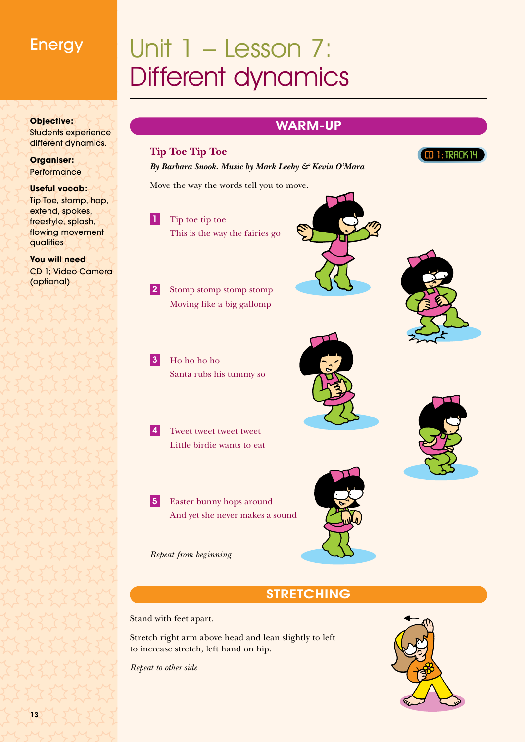Energy

# Unit 1 – Lesson 7: Different dynamics

**Objective:**
Students experience different dynamics.

**Organiser:**
Performance

**Useful vocab:**
Tip Toe, stomp, hop, extend, spokes, freestyle, splash, flowing movement qualities

**You will need**
CD 1; Video Camera (optional)

## WARM-UP

### Tip Toe Tip Toe

CD 1: TRACK 14

***By Barbara Snook. Music by Mark Leehy & Kevin O'Mara***

Move the way the words tell you to move.

1. Tip toe tip toe
   This is the way the fairies go

2. Stomp stomp stomp stomp
   Moving like a big gallomp

3. Ho ho ho ho
   Santa rubs his tummy so

4. Tweet tweet tweet tweet
   Little birdie wants to eat

5. Easter bunny hops around
   And yet she never makes a sound

*Repeat from beginning*

## STRETCHING

Stand with feet apart.

Stretch right arm above head and lean slightly to left to increase stretch, left hand on hip.

*Repeat to other side*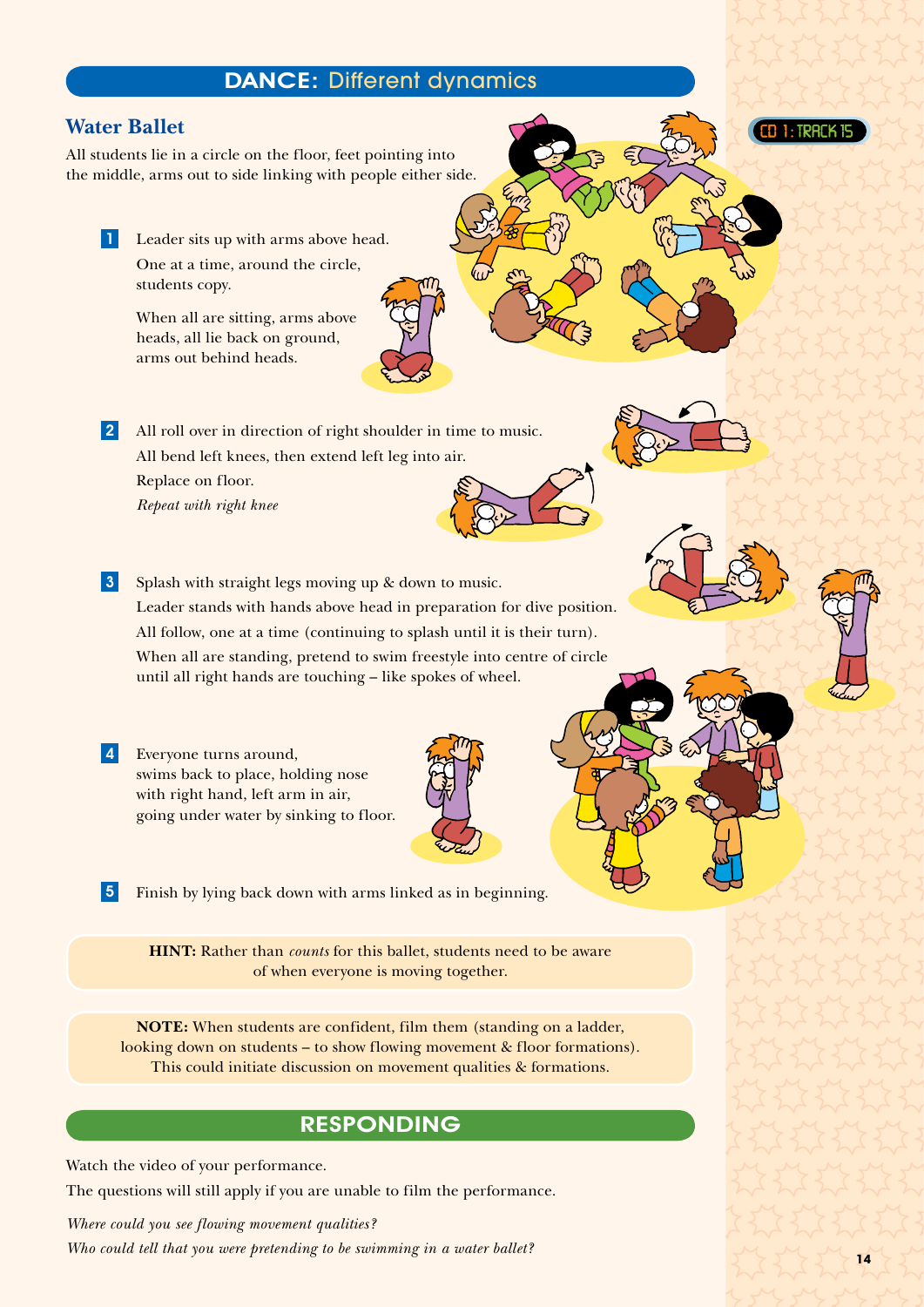## DANCE: Different dynamics

### Water Ballet

CD 1: TRACK 15

All students lie in a circle on the floor, feet pointing into the middle, arms out to side linking with people either side.

1. Leader sits up with arms above head.
   One at a time, around the circle, students copy.
   When all are sitting, arms above heads, all lie back on ground, arms out behind heads.

2. All roll over in direction of right shoulder in time to music.
   All bend left knees, then extend left leg into air.
   Replace on floor.
   *Repeat with right knee*

3. Splash with straight legs moving up & down to music.
   Leader stands with hands above head in preparation for dive position.
   All follow, one at a time (continuing to splash until it is their turn).
   When all are standing, pretend to swim freestyle into centre of circle until all right hands are touching – like spokes of wheel.

4. Everyone turns around, swims back to place, holding nose with right hand, left arm in air, going under water by sinking to floor.

5. Finish by lying back down with arms linked as in beginning.

**HINT:** Rather than *counts* for this ballet, students need to be aware of when everyone is moving together.

**NOTE:** When students are confident, film them (standing on a ladder, looking down on students – to show flowing movement & floor formations). This could initiate discussion on movement qualities & formations.

## RESPONDING

Watch the video of your performance.

The questions will still apply if you are unable to film the performance.

*Where could you see flowing movement qualities?*

*Who could tell that you were pretending to be swimming in a water ballet?*